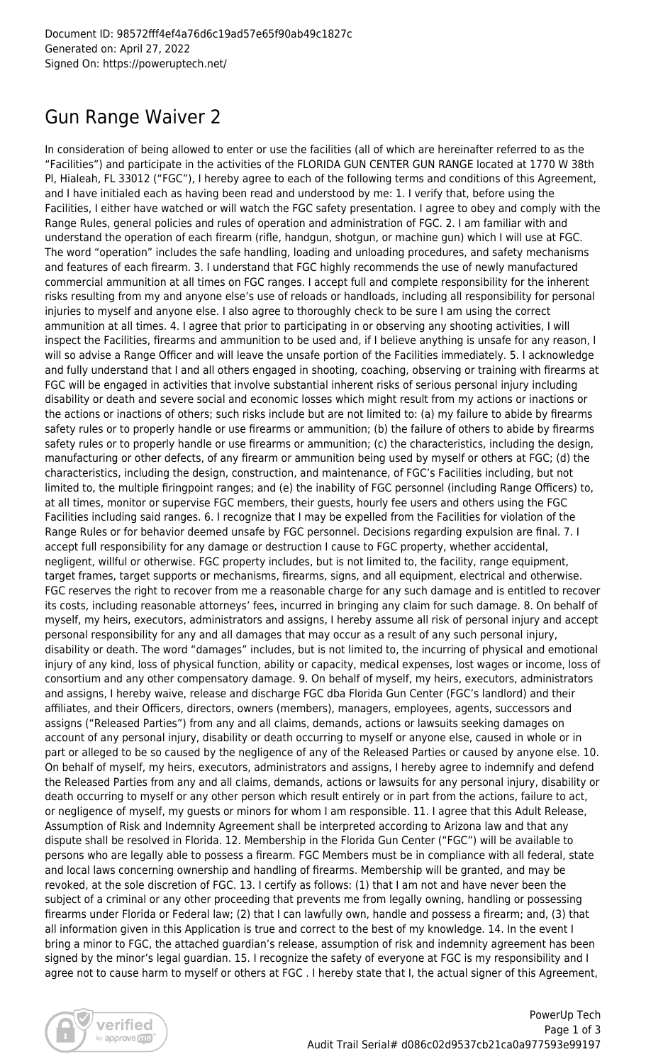Document ID: 98572fff4ef4a76d6c19ad57e65f90ab49c1827c
Generated on: April 27, 2022
Signed On: https://poweruptech.net/

# Gun Range Waiver 2

In consideration of being allowed to enter or use the facilities (all of which are hereinafter referred to as the "Facilities") and participate in the activities of the FLORIDA GUN CENTER GUN RANGE located at 1770 W 38th Pl, Hialeah, FL 33012 ("FGC"), I hereby agree to each of the following terms and conditions of this Agreement, and I have initialed each as having been read and understood by me: 1. I verify that, before using the Facilities, I either have watched or will watch the FGC safety presentation. I agree to obey and comply with the Range Rules, general policies and rules of operation and administration of FGC. 2. I am familiar with and understand the operation of each firearm (rifle, handgun, shotgun, or machine gun) which I will use at FGC. The word "operation" includes the safe handling, loading and unloading procedures, and safety mechanisms and features of each firearm. 3. I understand that FGC highly recommends the use of newly manufactured commercial ammunition at all times on FGC ranges. I accept full and complete responsibility for the inherent risks resulting from my and anyone else's use of reloads or handloads, including all responsibility for personal injuries to myself and anyone else. I also agree to thoroughly check to be sure I am using the correct ammunition at all times. 4. I agree that prior to participating in or observing any shooting activities, I will inspect the Facilities, firearms and ammunition to be used and, if I believe anything is unsafe for any reason, I will so advise a Range Officer and will leave the unsafe portion of the Facilities immediately. 5. I acknowledge and fully understand that I and all others engaged in shooting, coaching, observing or training with firearms at FGC will be engaged in activities that involve substantial inherent risks of serious personal injury including disability or death and severe social and economic losses which might result from my actions or inactions or the actions or inactions of others; such risks include but are not limited to: (a) my failure to abide by firearms safety rules or to properly handle or use firearms or ammunition; (b) the failure of others to abide by firearms safety rules or to properly handle or use firearms or ammunition; (c) the characteristics, including the design, manufacturing or other defects, of any firearm or ammunition being used by myself or others at FGC; (d) the characteristics, including the design, construction, and maintenance, of FGC's Facilities including, but not limited to, the multiple firingpoint ranges; and (e) the inability of FGC personnel (including Range Officers) to, at all times, monitor or supervise FGC members, their guests, hourly fee users and others using the FGC Facilities including said ranges. 6. I recognize that I may be expelled from the Facilities for violation of the Range Rules or for behavior deemed unsafe by FGC personnel. Decisions regarding expulsion are final. 7. I accept full responsibility for any damage or destruction I cause to FGC property, whether accidental, negligent, willful or otherwise. FGC property includes, but is not limited to, the facility, range equipment, target frames, target supports or mechanisms, firearms, signs, and all equipment, electrical and otherwise. FGC reserves the right to recover from me a reasonable charge for any such damage and is entitled to recover its costs, including reasonable attorneys' fees, incurred in bringing any claim for such damage. 8. On behalf of myself, my heirs, executors, administrators and assigns, I hereby assume all risk of personal injury and accept personal responsibility for any and all damages that may occur as a result of any such personal injury, disability or death. The word "damages" includes, but is not limited to, the incurring of physical and emotional injury of any kind, loss of physical function, ability or capacity, medical expenses, lost wages or income, loss of consortium and any other compensatory damage. 9. On behalf of myself, my heirs, executors, administrators and assigns, I hereby waive, release and discharge FGC dba Florida Gun Center (FGC's landlord) and their affiliates, and their Officers, directors, owners (members), managers, employees, agents, successors and assigns ("Released Parties") from any and all claims, demands, actions or lawsuits seeking damages on account of any personal injury, disability or death occurring to myself or anyone else, caused in whole or in part or alleged to be so caused by the negligence of any of the Released Parties or caused by anyone else. 10. On behalf of myself, my heirs, executors, administrators and assigns, I hereby agree to indemnify and defend the Released Parties from any and all claims, demands, actions or lawsuits for any personal injury, disability or death occurring to myself or any other person which result entirely or in part from the actions, failure to act, or negligence of myself, my guests or minors for whom I am responsible. 11. I agree that this Adult Release, Assumption of Risk and Indemnity Agreement shall be interpreted according to Arizona law and that any dispute shall be resolved in Florida. 12. Membership in the Florida Gun Center ("FGC") will be available to persons who are legally able to possess a firearm. FGC Members must be in compliance with all federal, state and local laws concerning ownership and handling of firearms. Membership will be granted, and may be revoked, at the sole discretion of FGC. 13. I certify as follows: (1) that I am not and have never been the subject of a criminal or any other proceeding that prevents me from legally owning, handling or possessing firearms under Florida or Federal law; (2) that I can lawfully own, handle and possess a firearm; and, (3) that all information given in this Application is true and correct to the best of my knowledge. 14. In the event I bring a minor to FGC, the attached guardian's release, assumption of risk and indemnity agreement has been signed by the minor's legal guardian. 15. I recognize the safety of everyone at FGC is my responsibility and I agree not to cause harm to myself or others at FGC . I hereby state that I, the actual signer of this Agreement,

PowerUp Tech
Audit Trail Serial# d086c02d9537cb21ca0a977593e99197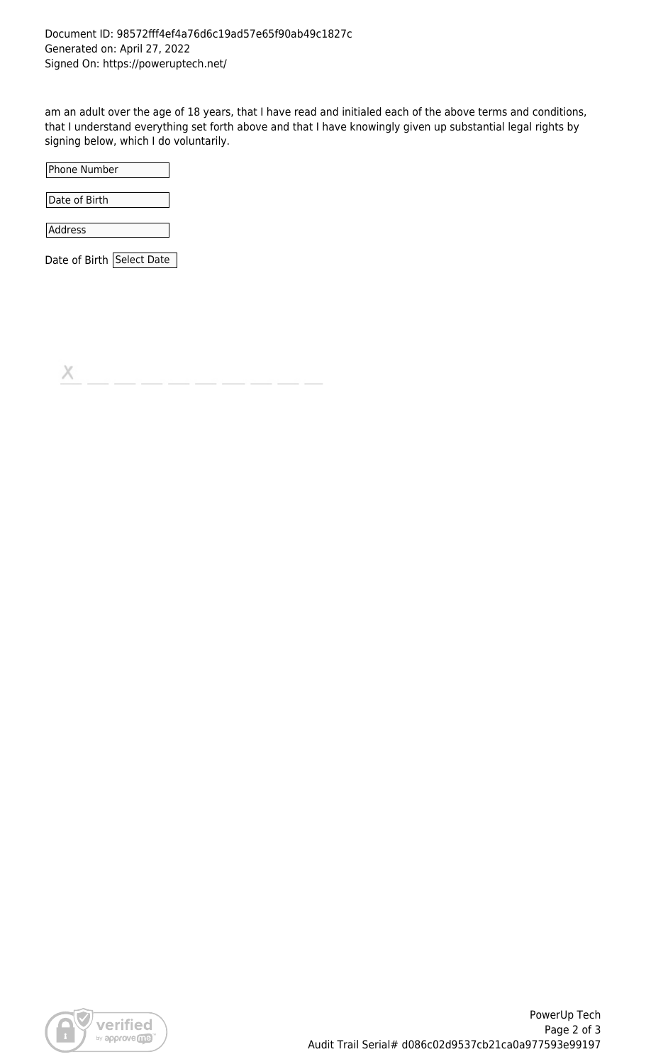Document ID: 98572fff4ef4a76d6c19ad57e65f90ab49c1827c
Generated on: April 27, 2022
Signed On: https://poweruptech.net/

am an adult over the age of 18 years, that I have read and initialed each of the above terms and conditions, that I understand everything set forth above and that I have knowingly given up substantial legal rights by signing below, which I do voluntarily.

Phone Number

Date of Birth

Address

Date of Birth Select Date

X _ _ _ _ _ _ _ _ _ _

PowerUp Tech

Audit Trail Serial# d086c02d9537cb21ca0a977593e99197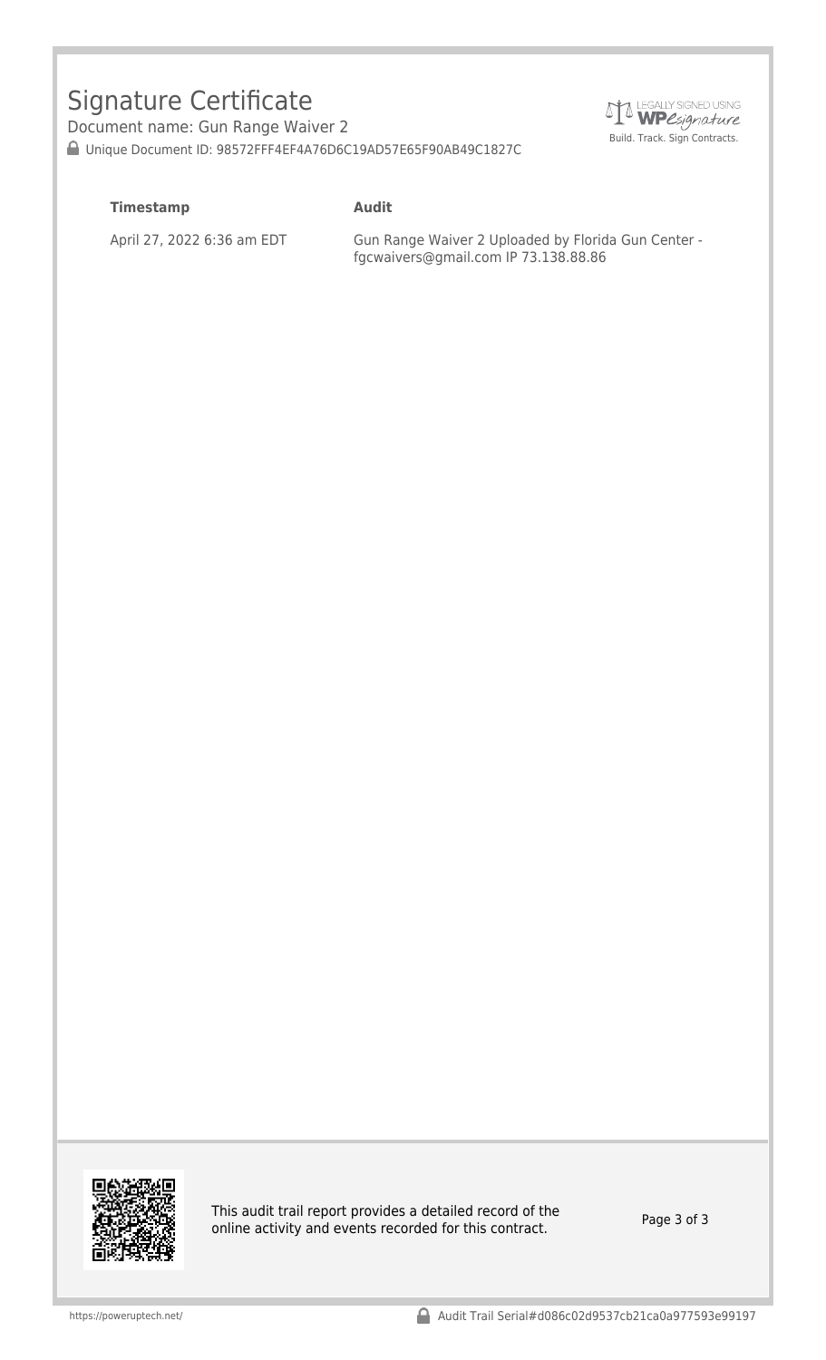# Signature Certificate

Document name: Gun Range Waiver 2

Unique Document ID: 98572FFF4EF4A76D6C19AD57E65F90AB49C1827C

LEGALLY SIGNED USING **WP**esignature
Build. Track. Sign Contracts.

| Timestamp | Audit |
|---|---|
| April 27, 2022 6:36 am EDT | Gun Range Waiver 2 Uploaded by Florida Gun Center - fgcwaivers@gmail.com IP 73.138.88.86 |

This audit trail report provides a detailed record of the online activity and events recorded for this contract.

https://poweruptech.net/

Audit Trail Serial#d086c02d9537cb21ca0a977593e99197